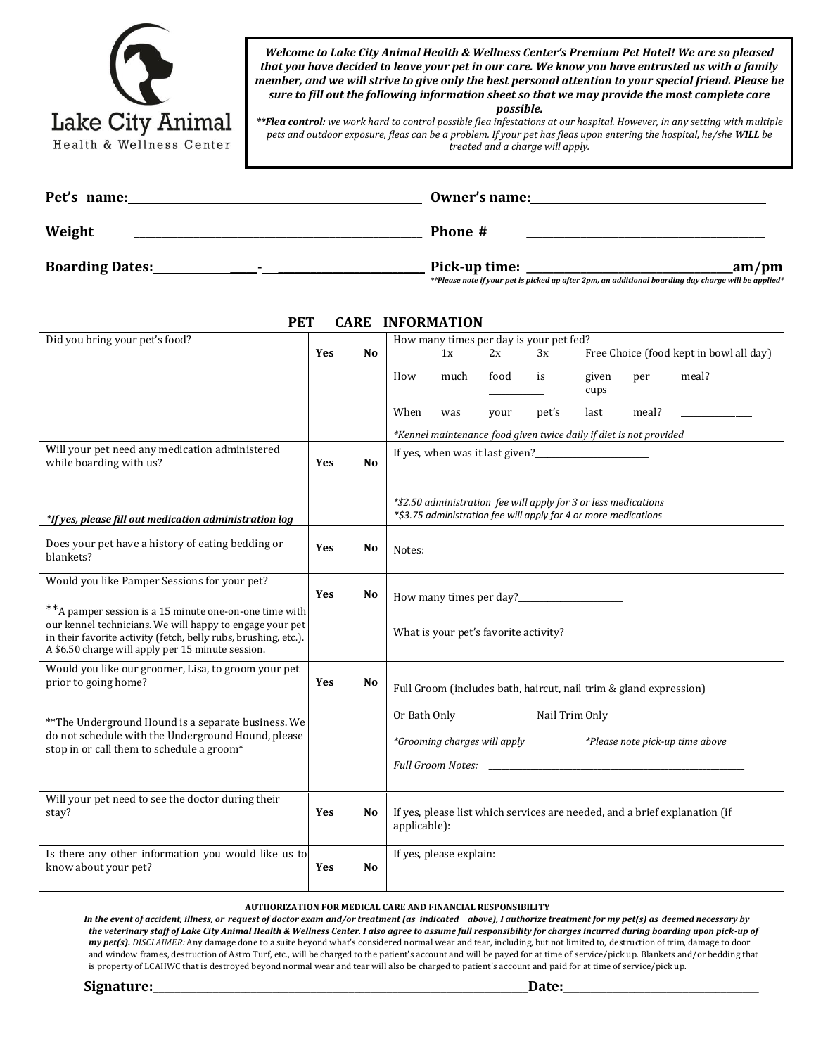Lake City Animal
Health & Wellness Center

***Welcome to Lake City Animal Health & Wellness Center's Premium Pet Hotel! We are so pleased that you have decided to leave your pet in our care. We know you have entrusted us with a family member, and we will strive to give only the best personal attention to your special friend. Please be sure to fill out the following information sheet so that we may provide the most complete care possible.***

***\*\*Flea control:** we work hard to control possible flea infestations at our hospital. However, in any setting with multiple pets and outdoor exposure, fleas can be a problem. If your pet has fleas upon entering the hospital, he/she **WILL** be treated and a charge will apply.*

**Pet's name:**______________________ **Owner's name:**______________________

**Weight** ______________________ **Phone #** ______________________

**Boarding Dates:**__________-__________ **Pick-up time:** __________________**am/pm**

*\*\*Please note if your pet is picked up after 2pm, an additional boarding day charge will be applied\**

## PET CARE INFORMATION

| | | |
|---|---|---|
| Did you bring your pet's food? | **Yes** **No** | How many times per day is your pet fed? 1x 2x 3x Free Choice (food kept in bowl all day)<br>How much food is given per meal? ________ cups<br>When was your pet's last meal? ____________<br>*\*Kennel maintenance food given twice daily if diet is not provided* |
| Will your pet need any medication administered while boarding with us?<br>***\*If yes, please fill out medication administration log*** | **Yes** **No** | If yes, when was it last given?____________________<br>*\*$2.50 administration fee will apply for 3 or less medications*<br>*\*$3.75 administration fee will apply for 4 or more medications* |
| Does your pet have a history of eating bedding or blankets? | **Yes** **No** | Notes: |
| Would you like Pamper Sessions for your pet?<br>\*\*A pamper session is a 15 minute one-on-one time with our kennel technicians. We will happy to engage your pet in their favorite activity (fetch, belly rubs, brushing, etc.). A $6.50 charge will apply per 15 minute session. | **Yes** **No** | How many times per day?__________________<br>What is your pet's favorite activity?______________ |
| Would you like our groomer, Lisa, to groom your pet prior to going home?<br>\*\*The Underground Hound is a separate business. We do not schedule with the Underground Hound, please stop in or call them to schedule a groom\* | **Yes** **No** | Full Groom (includes bath, haircut, nail trim & gland expression)____________<br>Or Bath Only__________ Nail Trim Only____________<br>*\*Grooming charges will apply* *\*Please note pick-up time above*<br>*Full Groom Notes:* ______________________________ |
| Will your pet need to see the doctor during their stay? | **Yes** **No** | If yes, please list which services are needed, and a brief explanation (if applicable): |
| Is there any other information you would like us to know about your pet? | **Yes** **No** | If yes, please explain: |

**AUTHORIZATION FOR MEDICAL CARE AND FINANCIAL RESPONSIBILITY**

***In the event of accident, illness, or request of doctor exam and/or treatment (as indicated above), I authorize treatment for my pet(s) as deemed necessary by the veterinary staff of Lake City Animal Health & Wellness Center. I also agree to assume full responsibility for charges incurred during boarding upon pick-up of my pet(s).*** *DISCLAIMER:* Any damage done to a suite beyond what's considered normal wear and tear, including, but not limited to, destruction of trim, damage to door and window frames, destruction of Astro Turf, etc., will be charged to the patient's account and will be payed for at time of service/pick up. Blankets and/or bedding that is property of LCAHWC that is destroyed beyond normal wear and tear will also be charged to patient's account and paid for at time of service/pick up.

**Signature:**______________________________ **Date:**__________________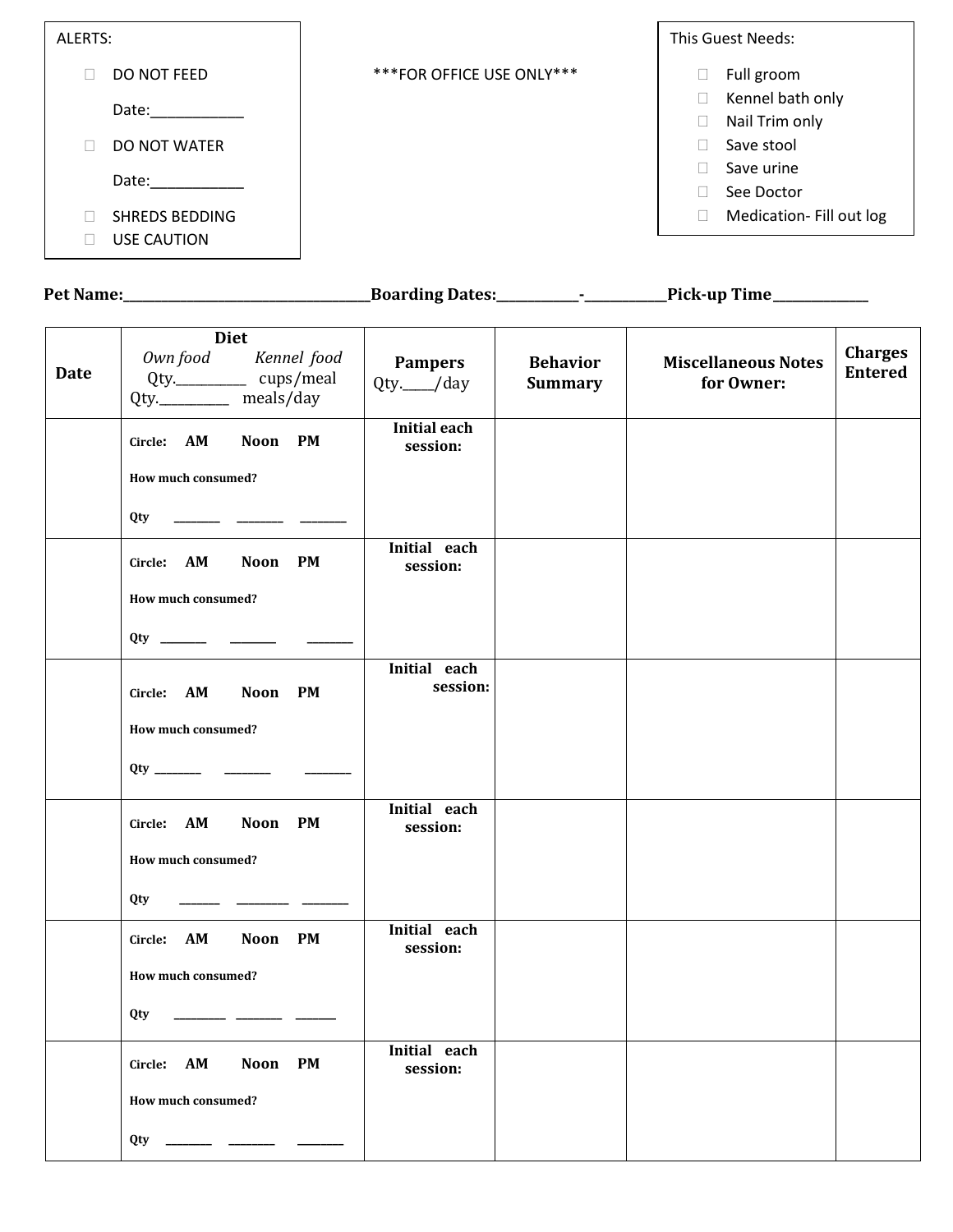ALERTS:

- ☐ DO NOT FEED

  Date:___________

- ☐ DO NOT WATER

  Date:___________

- ☐ SHREDS BEDDING
- ☐ USE CAUTION

***FOR OFFICE USE ONLY***

This Guest Needs:

- ☐ Full groom
- ☐ Kennel bath only
- ☐ Nail Trim only
- ☐ Save stool
- ☐ Save urine
- ☐ See Doctor
- ☐ Medication- Fill out log

**Pet Name:_________________________________Boarding Dates:___________-___________Pick-up Time_____________**

| **Date** | **Diet**<br>*Own food* *Kennel food*<br>Qty.__________ cups/meal<br>Qty.__________ meals/day | **Pampers**<br>Qty.____/day | **Behavior Summary** | **Miscellaneous Notes for Owner:** | **Charges Entered** |
|---|---|---|---|---|---|
| | **Circle: AM Noon PM**<br>**How much consumed?**<br>**Qty ________ ________ ________** | **Initial each session:** | | | |
| | **Circle: AM Noon PM**<br>**How much consumed?**<br>**Qty ________ ________ ________** | **Initial each session:** | | | |
| | **Circle: AM Noon PM**<br>**How much consumed?**<br>**Qty ________ ________ ________** | **Initial each session:** | | | |
| | **Circle: AM Noon PM**<br>**How much consumed?**<br>**Qty ________ ________ ________** | **Initial each session:** | | | |
| | **Circle: AM Noon PM**<br>**How much consumed?**<br>**Qty ________ ________ ________** | **Initial each session:** | | | |
| | **Circle: AM Noon PM**<br>**How much consumed?**<br>**Qty ________ ________ ________** | **Initial each session:** | | | |